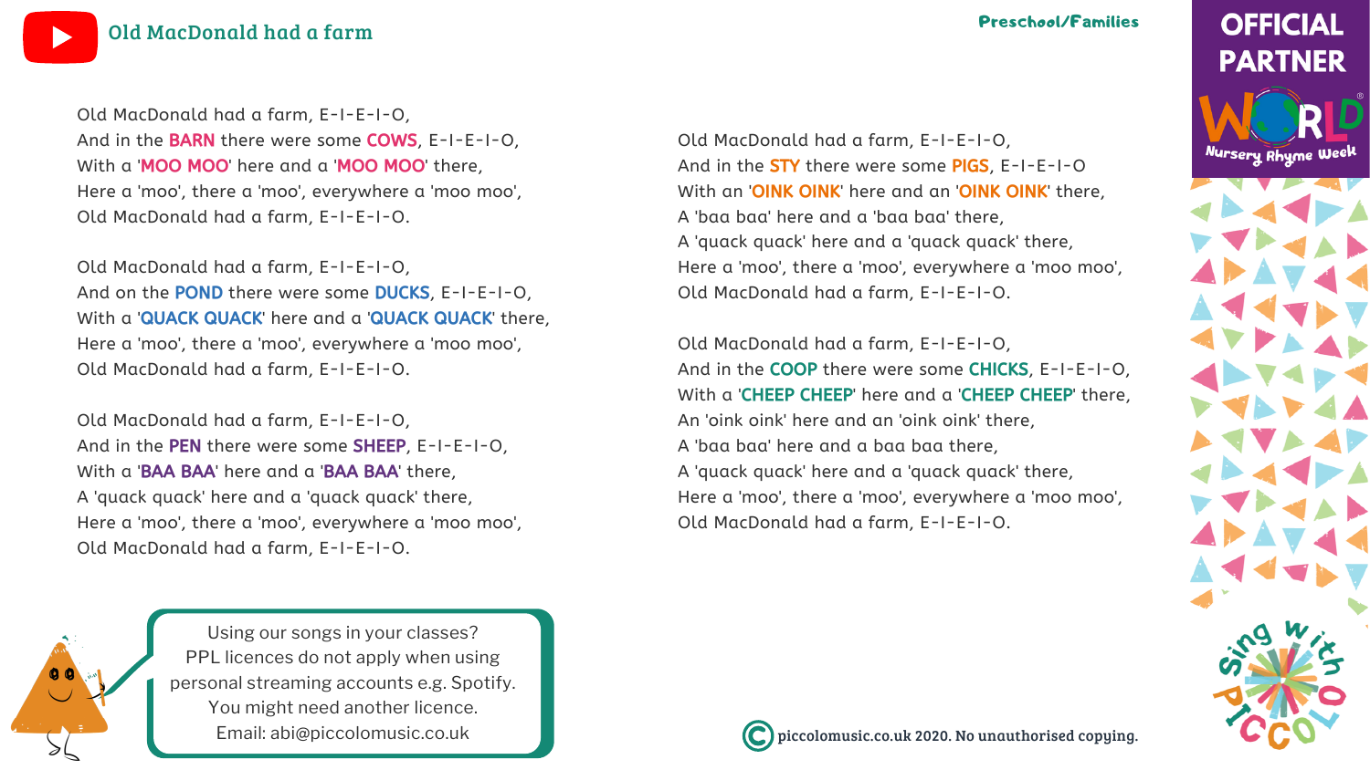# Old MacDonald had a farm

Preschool/Families

Old MacDonald had a farm, E-I-E-I-O,
And in the **BARN** there were some **COWS**, E-I-E-I-O,
With a '**MOO MOO**' here and a '**MOO MOO**' there,
Here a 'moo', there a 'moo', everywhere a 'moo moo',
Old MacDonald had a farm, E-I-E-I-O.

Old MacDonald had a farm, E-I-E-I-O,
And on the **POND** there were some **DUCKS**, E-I-E-I-O,
With a '**QUACK QUACK**' here and a '**QUACK QUACK**' there,
Here a 'moo', there a 'moo', everywhere a 'moo moo',
Old MacDonald had a farm, E-I-E-I-O.

Old MacDonald had a farm, E-I-E-I-O,
And in the **PEN** there were some **SHEEP**, E-I-E-I-O,
With a '**BAA BAA**' here and a '**BAA BAA**' there,
A 'quack quack' here and a 'quack quack' there,
Here a 'moo', there a 'moo', everywhere a 'moo moo',
Old MacDonald had a farm, E-I-E-I-O.

Old MacDonald had a farm, E-I-E-I-O,
And in the **STY** there were some **PIGS**, E-I-E-I-O
With an '**OINK OINK**' here and an '**OINK OINK**' there,
A 'baa baa' here and a 'baa baa' there,
A 'quack quack' here and a 'quack quack' there,
Here a 'moo', there a 'moo', everywhere a 'moo moo',
Old MacDonald had a farm, E-I-E-I-O.

Old MacDonald had a farm, E-I-E-I-O,
And in the **COOP** there were some **CHICKS**, E-I-E-I-O,
With a '**CHEEP CHEEP**' here and a '**CHEEP CHEEP**' there,
An 'oink oink' here and an 'oink oink' there,
A 'baa baa' here and a baa baa there,
A 'quack quack' here and a 'quack quack' there,
Here a 'moo', there a 'moo', everywhere a 'moo moo',
Old MacDonald had a farm, E-I-E-I-O.

Using our songs in your classes?
PPL licences do not apply when using personal streaming accounts e.g. Spotify.
You might need another licence.
Email: abi@piccolomusic.co.uk

© piccolomusic.co.uk 2020. No unauthorised copying.

OFFICIAL PARTNER World Nursery Rhyme Week

Sing with Piccolo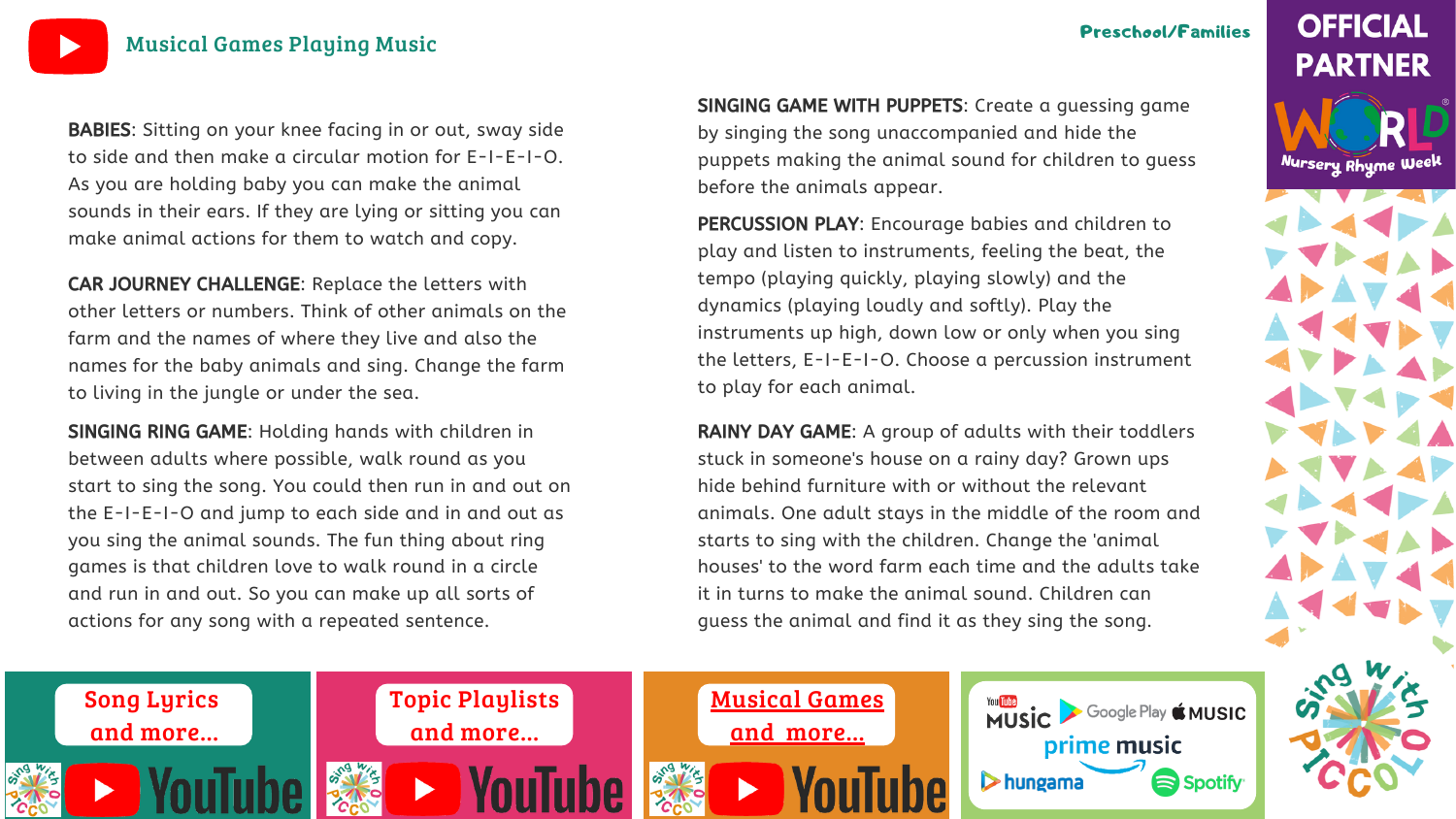## Musical Games Playing Music

Preschool/Families

OFFICIAL PARTNER

World Nursery Rhyme Week

**BABIES**: Sitting on your knee facing in or out, sway side to side and then make a circular motion for E-I-E-I-O. As you are holding baby you can make the animal sounds in their ears. If they are lying or sitting you can make animal actions for them to watch and copy.

**CAR JOURNEY CHALLENGE**: Replace the letters with other letters or numbers. Think of other animals on the farm and the names of where they live and also the names for the baby animals and sing. Change the farm to living in the jungle or under the sea.

**SINGING RING GAME**: Holding hands with children in between adults where possible, walk round as you start to sing the song. You could then run in and out on the E-I-E-I-O and jump to each side and in and out as you sing the animal sounds. The fun thing about ring games is that children love to walk round in a circle and run in and out. So you can make up all sorts of actions for any song with a repeated sentence.

**SINGING GAME WITH PUPPETS**: Create a guessing game by singing the song unaccompanied and hide the puppets making the animal sound for children to guess before the animals appear.

**PERCUSSION PLAY**: Encourage babies and children to play and listen to instruments, feeling the beat, the tempo (playing quickly, playing slowly) and the dynamics (playing loudly and softly). Play the instruments up high, down low or only when you sing the letters, E-I-E-I-O. Choose a percussion instrument to play for each animal.

**RAINY DAY GAME**: A group of adults with their toddlers stuck in someone's house on a rainy day? Grown ups hide behind furniture with or without the relevant animals. One adult stays in the middle of the room and starts to sing with the children. Change the 'animal houses' to the word farm each time and the adults take it in turns to make the animal sound. Children can guess the animal and find it as they sing the song.

Song Lyrics and more... YouTube

Topic Playlists and more... YouTube

Musical Games and more... YouTube

YouTube Music | Google Play | Apple Music | prime music | hungama | Spotify

Sing with Piccolo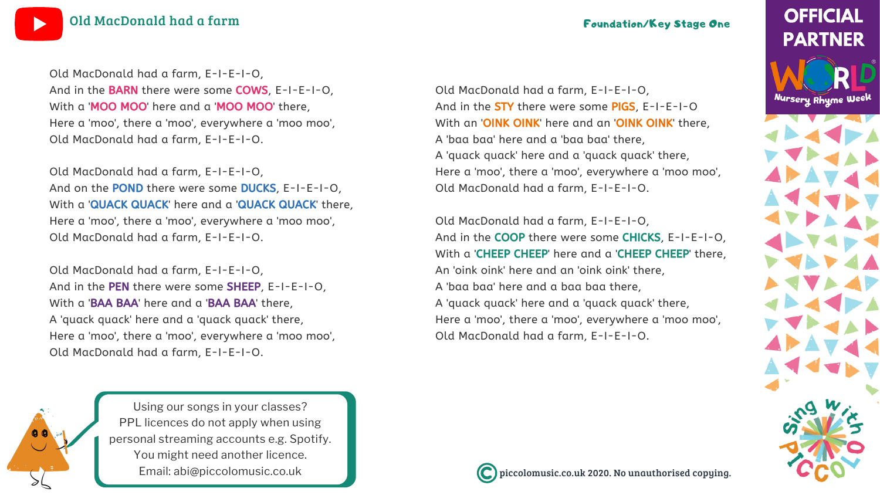# Old MacDonald had a farm

Foundation/Key Stage One

Old MacDonald had a farm, E-I-E-I-O,
And in the **BARN** there were some **COWS**, E-I-E-I-O,
With a '**MOO MOO**' here and a '**MOO MOO**' there,
Here a 'moo', there a 'moo', everywhere a 'moo moo',
Old MacDonald had a farm, E-I-E-I-O.

Old MacDonald had a farm, E-I-E-I-O,
And on the **POND** there were some **DUCKS**, E-I-E-I-O,
With a '**QUACK QUACK**' here and a '**QUACK QUACK**' there,
Here a 'moo', there a 'moo', everywhere a 'moo moo',
Old MacDonald had a farm, E-I-E-I-O.

Old MacDonald had a farm, E-I-E-I-O,
And in the **PEN** there were some **SHEEP**, E-I-E-I-O,
With a '**BAA BAA**' here and a '**BAA BAA**' there,
A 'quack quack' here and a 'quack quack' there,
Here a 'moo', there a 'moo', everywhere a 'moo moo',
Old MacDonald had a farm, E-I-E-I-O.

Old MacDonald had a farm, E-I-E-I-O,
And in the **STY** there were some **PIGS**, E-I-E-I-O
With an '**OINK OINK**' here and an '**OINK OINK**' there,
A 'baa baa' here and a 'baa baa' there,
A 'quack quack' here and a 'quack quack' there,
Here a 'moo', there a 'moo', everywhere a 'moo moo',
Old MacDonald had a farm, E-I-E-I-O.

Old MacDonald had a farm, E-I-E-I-O,
And in the **COOP** there were some **CHICKS**, E-I-E-I-O,
With a '**CHEEP CHEEP**' here and a '**CHEEP CHEEP**' there,
An 'oink oink' here and an 'oink oink' there,
A 'baa baa' here and a baa baa there,
A 'quack quack' here and a 'quack quack' there,
Here a 'moo', there a 'moo', everywhere a 'moo moo',
Old MacDonald had a farm, E-I-E-I-O.

Using our songs in your classes?
PPL licences do not apply when using personal streaming accounts e.g. Spotify.
You might need another licence.
Email: abi@piccolomusic.co.uk

OFFICIAL PARTNER World Nursery Rhyme Week

Sing with Piccolo

© piccolomusic.co.uk 2020. No unauthorised copying.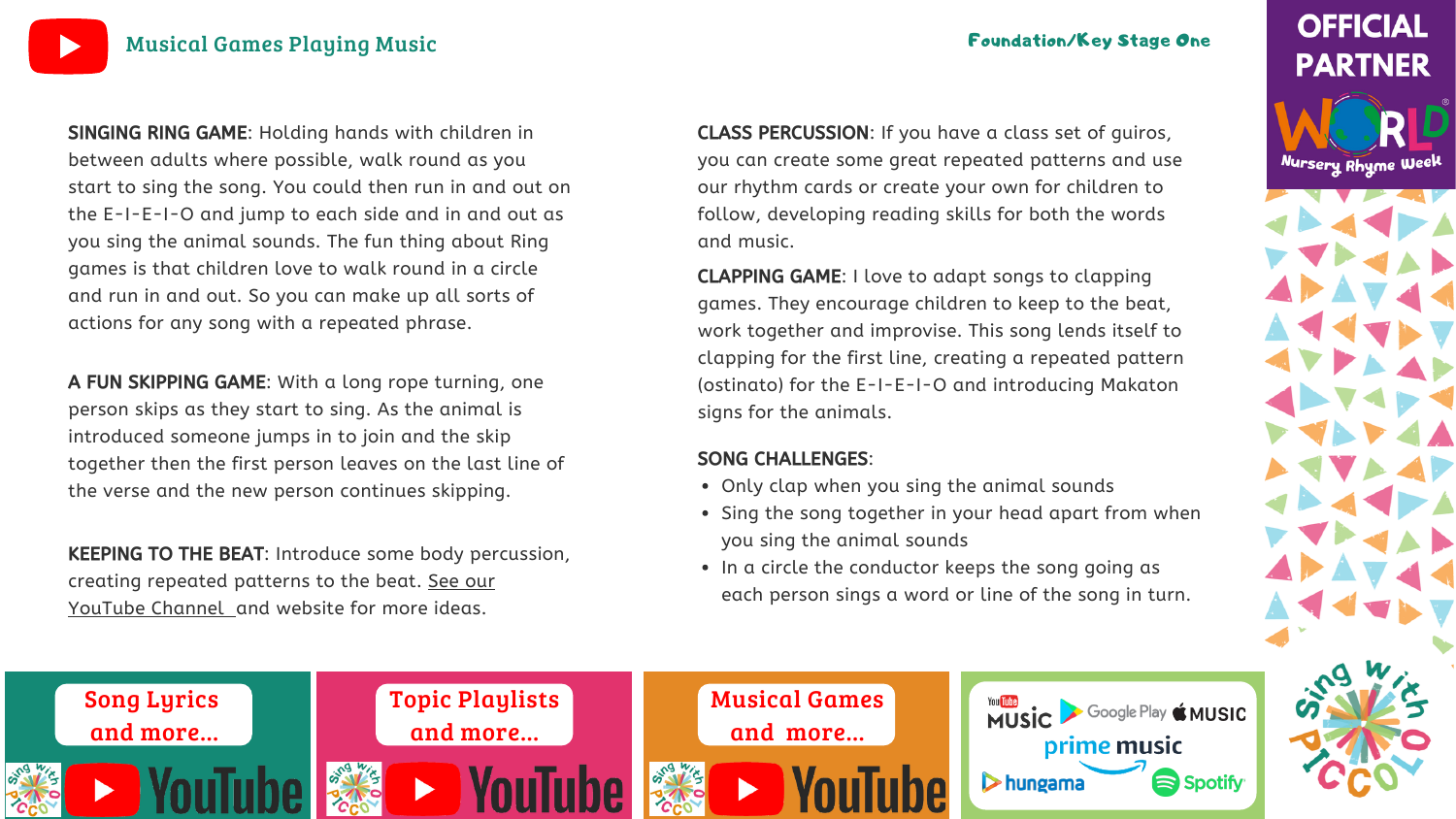# Musical Games Playing Music

Foundation/Key Stage One

**SINGING RING GAME**: Holding hands with children in between adults where possible, walk round as you start to sing the song. You could then run in and out on the E-I-E-I-O and jump to each side and in and out as you sing the animal sounds. The fun thing about Ring games is that children love to walk round in a circle and run in and out. So you can make up all sorts of actions for any song with a repeated phrase.

**A FUN SKIPPING GAME**: With a long rope turning, one person skips as they start to sing. As the animal is introduced someone jumps in to join and the skip together then the first person leaves on the last line of the verse and the new person continues skipping.

**KEEPING TO THE BEAT**: Introduce some body percussion, creating repeated patterns to the beat. See our YouTube Channel and website for more ideas.

**CLASS PERCUSSION**: If you have a class set of guiros, you can create some great repeated patterns and use our rhythm cards or create your own for children to follow, developing reading skills for both the words and music.

**CLAPPING GAME**: I love to adapt songs to clapping games. They encourage children to keep to the beat, work together and improvise. This song lends itself to clapping for the first line, creating a repeated pattern (ostinato) for the E-I-E-I-O and introducing Makaton signs for the animals.

**SONG CHALLENGES**:

- Only clap when you sing the animal sounds
- Sing the song together in your head apart from when you sing the animal sounds
- In a circle the conductor keeps the song going as each person sings a word or line of the song in turn.

OFFICIAL PARTNER World Nursery Rhyme Week

Song Lyrics and more... YouTube

Topic Playlists and more... YouTube

Musical Games and more... YouTube

YouTube Music, Google Play, Music, prime music, hungama, Spotify

Sing with Piccolo